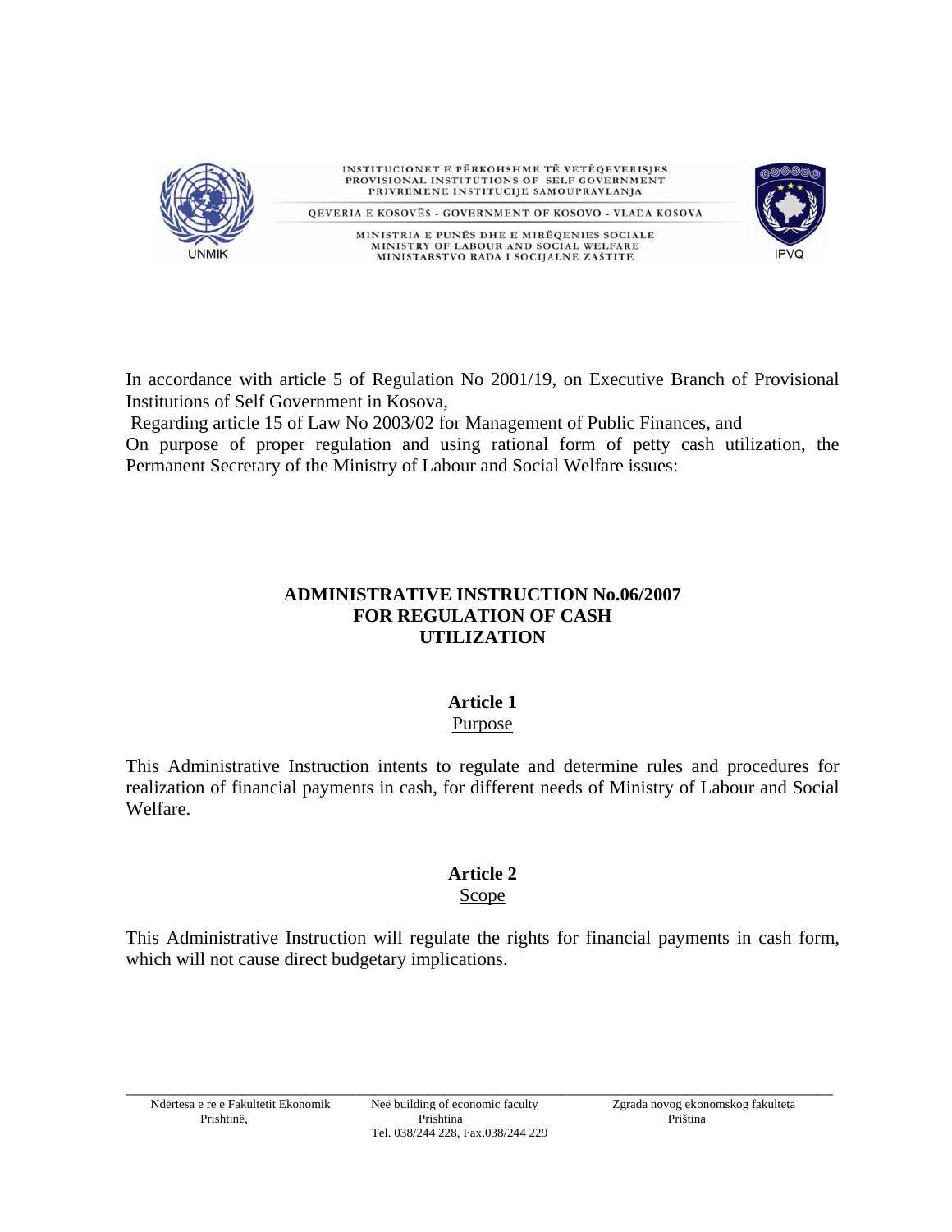INSTITUCIONET E PËRKOHSHME TË VETËQEVERISJES
PROVISIONAL INSTITUTIONS OF SELF GOVERNMENT
PRIVREMENE INSTITUCIJE SAMOUPRAVLANJA

QEVERIA E KOSOVËS - GOVERNMENT OF KOSOVO - VLADA KOSOVA

MINISTRIA E PUNËS DHE E MIRËQENIES SOCIALE
MINISTRY OF LABOUR AND SOCIAL WELFARE
MINISTARSTVO RADA I SOCIJALNE ZAŠTITE

In accordance with article 5 of Regulation No 2001/19, on Executive Branch of Provisional Institutions of Self Government in Kosova,

Regarding article 15 of Law No 2003/02 for Management of Public Finances, and

On purpose of proper regulation and using rational form of petty cash utilization, the Permanent Secretary of the Ministry of Labour and Social Welfare issues:

# ADMINISTRATIVE INSTRUCTION No.06/2007 FOR REGULATION OF CASH UTILIZATION

## Article 1

Purpose

This Administrative Instruction intents to regulate and determine rules and procedures for realization of financial payments in cash, for different needs of Ministry of Labour and Social Welfare.

## Article 2

Scope

This Administrative Instruction will regulate the rights for financial payments in cash form, which will not cause direct budgetary implications.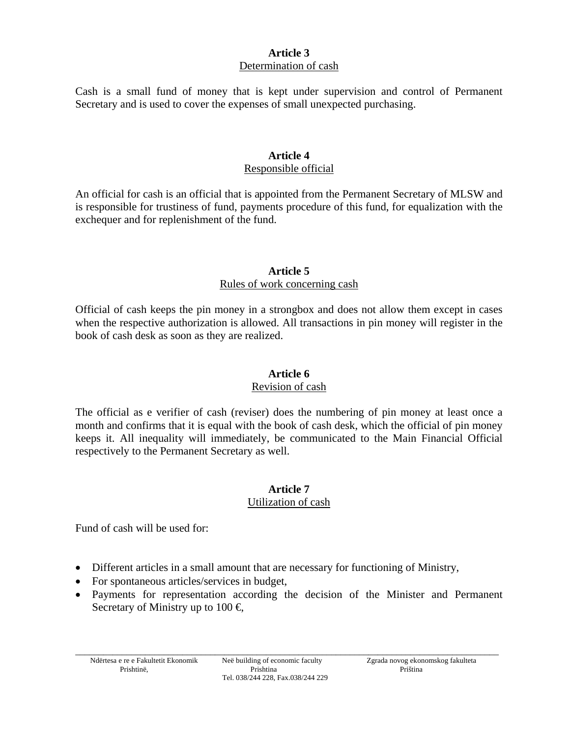## Article 3

Determination of cash

Cash is a small fund of money that is kept under supervision and control of Permanent Secretary and is used to cover the expenses of small unexpected purchasing.

## Article 4

Responsible official

An official for cash is an official that is appointed from the Permanent Secretary of MLSW and is responsible for trustiness of fund, payments procedure of this fund, for equalization with the exchequer and for replenishment of the fund.

## Article 5

Rules of work concerning cash

Official of cash keeps the pin money in a strongbox and does not allow them except in cases when the respective authorization is allowed. All transactions in pin money will register in the book of cash desk as soon as they are realized.

## Article 6

Revision of cash

The official as e verifier of cash (reviser) does the numbering of pin money at least once a month and confirms that it is equal with the book of cash desk, which the official of pin money keeps it. All inequality will immediately, be communicated to the Main Financial Official respectively to the Permanent Secretary as well.

## Article 7

Utilization of cash

Fund of cash will be used for:

- Different articles in a small amount that are necessary for functioning of Ministry,
- For spontaneous articles/services in budget,
- Payments for representation according the decision of the Minister and Permanent Secretary of Ministry up to 100 €,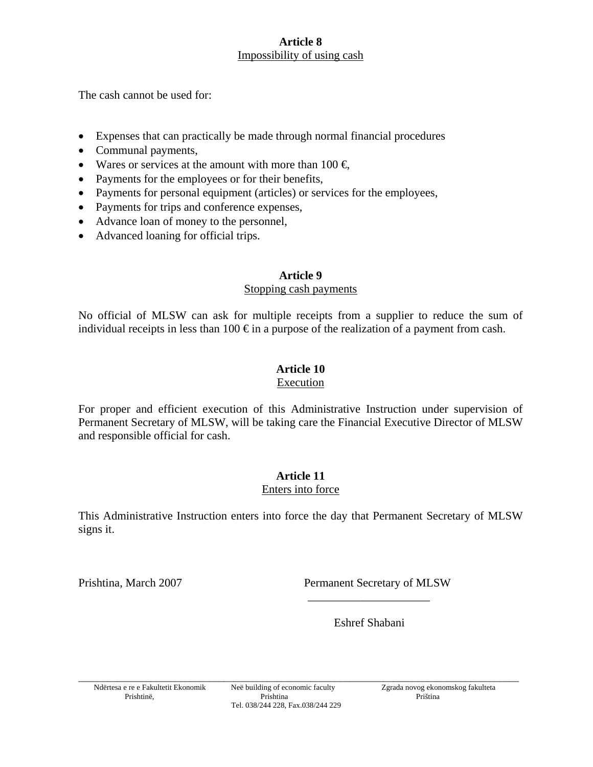**Article 8**
Impossibility of using cash

The cash cannot be used for:

- Expenses that can practically be made through normal financial procedures
- Communal payments,
- Wares or services at the amount with more than 100 €,
- Payments for the employees or for their benefits,
- Payments for personal equipment (articles) or services for the employees,
- Payments for trips and conference expenses,
- Advance loan of money to the personnel,
- Advanced loaning for official trips.

**Article 9**
Stopping cash payments

No official of MLSW can ask for multiple receipts from a supplier to reduce the sum of individual receipts in less than 100 € in a purpose of the realization of a payment from cash.

**Article 10**
Execution

For proper and efficient execution of this Administrative Instruction under supervision of Permanent Secretary of MLSW, will be taking care the Financial Executive Director of MLSW and responsible official for cash.

**Article 11**
Enters into force

This Administrative Instruction enters into force the day that Permanent Secretary of MLSW signs it.

Prishtina, March 2007

Permanent Secretary of MLSW

_____________________

Eshref Shabani